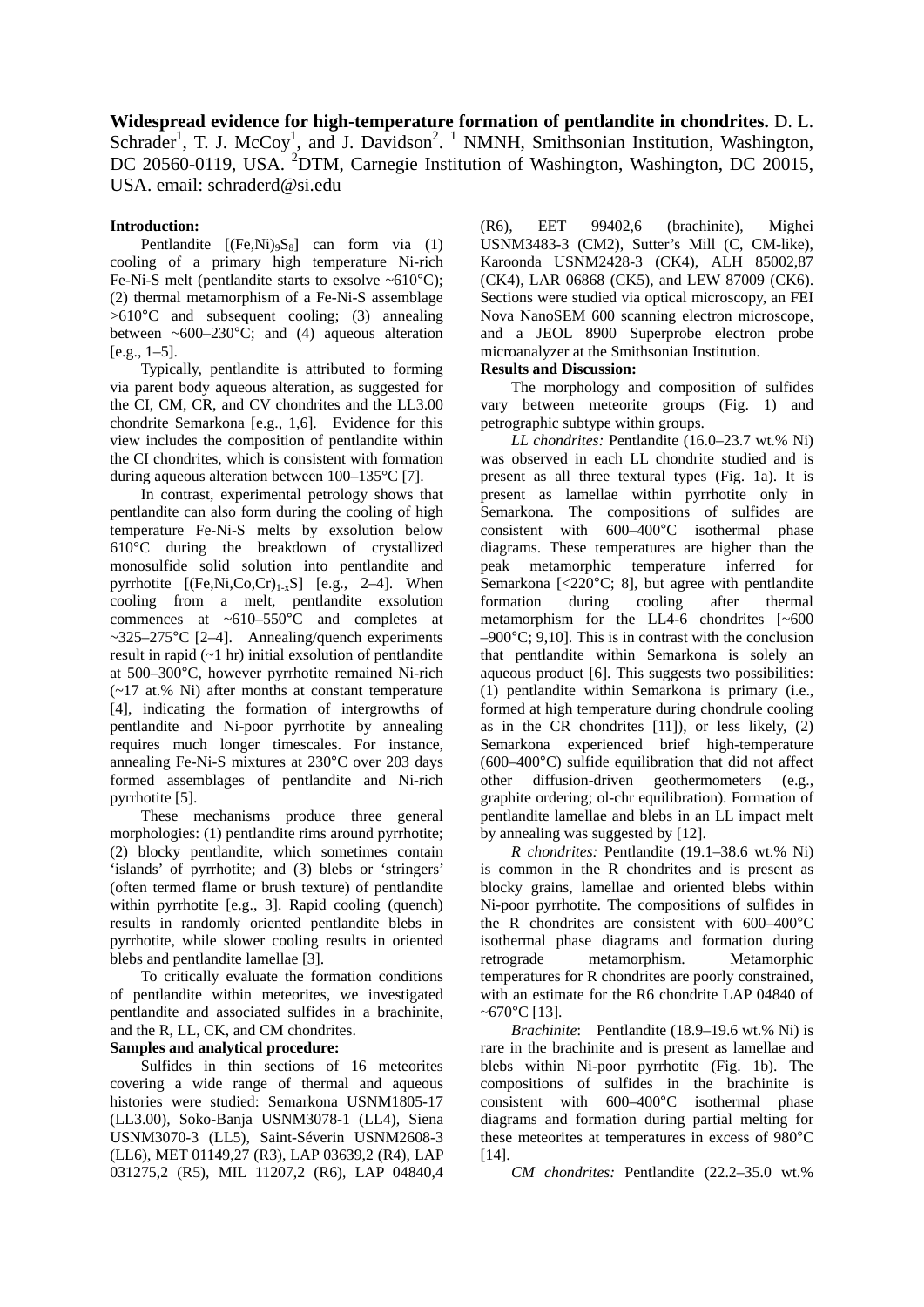**Widespread evidence for high-temperature formation of pentlandite in chondrites.** D. L. Schrader[1], T. J. McCoy[1], and J. Davidson[2]. [1] NMNH, Smithsonian Institution, Washington, DC 20560-0119, USA. [2]DTM, Carnegie Institution of Washington, Washington, DC 20015, USA. email: schraderd@si.edu

**Introduction:**

Pentlandite [$(Fe,Ni)_9S_8$] can form via (1) cooling of a primary high temperature Ni-rich Fe-Ni-S melt (pentlandite starts to exsolve ~610°C); (2) thermal metamorphism of a Fe-Ni-S assemblage >610°C and subsequent cooling; (3) annealing between ~600–230°C; and (4) aqueous alteration [e.g., 1–5].

Typically, pentlandite is attributed to forming via parent body aqueous alteration, as suggested for the CI, CM, CR, and CV chondrites and the LL3.00 chondrite Semarkona [e.g., 1,6]. Evidence for this view includes the composition of pentlandite within the CI chondrites, which is consistent with formation during aqueous alteration between 100–135°C [7].

In contrast, experimental petrology shows that pentlandite can also form during the cooling of high temperature Fe-Ni-S melts by exsolution below 610°C during the breakdown of crystallized monosulfide solid solution into pentlandite and pyrrhotite [$(Fe,Ni,Co,Cr)_{1-x}S$] [e.g., 2–4]. When cooling from a melt, pentlandite exsolution commences at ~610–550°C and completes at ~325–275°C [2–4]. Annealing/quench experiments result in rapid (~1 hr) initial exsolution of pentlandite at 500–300°C, however pyrrhotite remained Ni-rich (~17 at.% Ni) after months at constant temperature [4], indicating the formation of intergrowths of pentlandite and Ni-poor pyrrhotite by annealing requires much longer timescales. For instance, annealing Fe-Ni-S mixtures at 230°C over 203 days formed assemblages of pentlandite and Ni-rich pyrrhotite [5].

These mechanisms produce three general morphologies: (1) pentlandite rims around pyrrhotite; (2) blocky pentlandite, which sometimes contain 'islands' of pyrrhotite; and (3) blebs or 'stringers' (often termed flame or brush texture) of pentlandite within pyrrhotite [e.g., 3]. Rapid cooling (quench) results in randomly oriented pentlandite blebs in pyrrhotite, while slower cooling results in oriented blebs and pentlandite lamellae [3].

To critically evaluate the formation conditions of pentlandite within meteorites, we investigated pentlandite and associated sulfides in a brachinite, and the R, LL, CK, and CM chondrites.

**Samples and analytical procedure:**

Sulfides in thin sections of 16 meteorites covering a wide range of thermal and aqueous histories were studied: Semarkona USNM1805-17 (LL3.00), Soko-Banja USNM3078-1 (LL4), Siena USNM3070-3 (LL5), Saint-Séverin USNM2608-3 (LL6), MET 01149,27 (R3), LAP 03639,2 (R4), LAP 031275,2 (R5), MIL 11207,2 (R6), LAP 04840,4 (R6), EET 99402,6 (brachinite), Mighei USNM3483-3 (CM2), Sutter's Mill (C, CM-like), Karoonda USNM2428-3 (CK4), ALH 85002,87 (CK4), LAR 06868 (CK5), and LEW 87009 (CK6). Sections were studied via optical microscopy, an FEI Nova NanoSEM 600 scanning electron microscope, and a JEOL 8900 Superprobe electron probe microanalyzer at the Smithsonian Institution.

**Results and Discussion:**

The morphology and composition of sulfides vary between meteorite groups (Fig. 1) and petrographic subtype within groups.

*LL chondrites:* Pentlandite (16.0–23.7 wt.% Ni) was observed in each LL chondrite studied and is present as all three textural types (Fig. 1a). It is present as lamellae within pyrrhotite only in Semarkona. The compositions of sulfides are consistent with 600–400°C isothermal phase diagrams. These temperatures are higher than the peak metamorphic temperature inferred for Semarkona [<220°C; 8], but agree with pentlandite formation during cooling after thermal metamorphism for the LL4-6 chondrites [~600 –900°C; 9,10]. This is in contrast with the conclusion that pentlandite within Semarkona is solely an aqueous product [6]. This suggests two possibilities: (1) pentlandite within Semarkona is primary (i.e., formed at high temperature during chondrule cooling as in the CR chondrites [11]), or less likely, (2) Semarkona experienced brief high-temperature (600–400°C) sulfide equilibration that did not affect other diffusion-driven geothermometers (e.g., graphite ordering; ol-chr equilibration). Formation of pentlandite lamellae and blebs in an LL impact melt by annealing was suggested by [12].

*R chondrites:* Pentlandite (19.1–38.6 wt.% Ni) is common in the R chondrites and is present as blocky grains, lamellae and oriented blebs within Ni-poor pyrrhotite. The compositions of sulfides in the R chondrites are consistent with 600–400°C isothermal phase diagrams and formation during retrograde metamorphism. Metamorphic temperatures for R chondrites are poorly constrained, with an estimate for the R6 chondrite LAP 04840 of ~670°C [13].

*Brachinite*: Pentlandite (18.9–19.6 wt.% Ni) is rare in the brachinite and is present as lamellae and blebs within Ni-poor pyrrhotite (Fig. 1b). The compositions of sulfides in the brachinite is consistent with 600–400°C isothermal phase diagrams and formation during partial melting for these meteorites at temperatures in excess of 980°C [14].

*CM chondrites:* Pentlandite (22.2–35.0 wt.%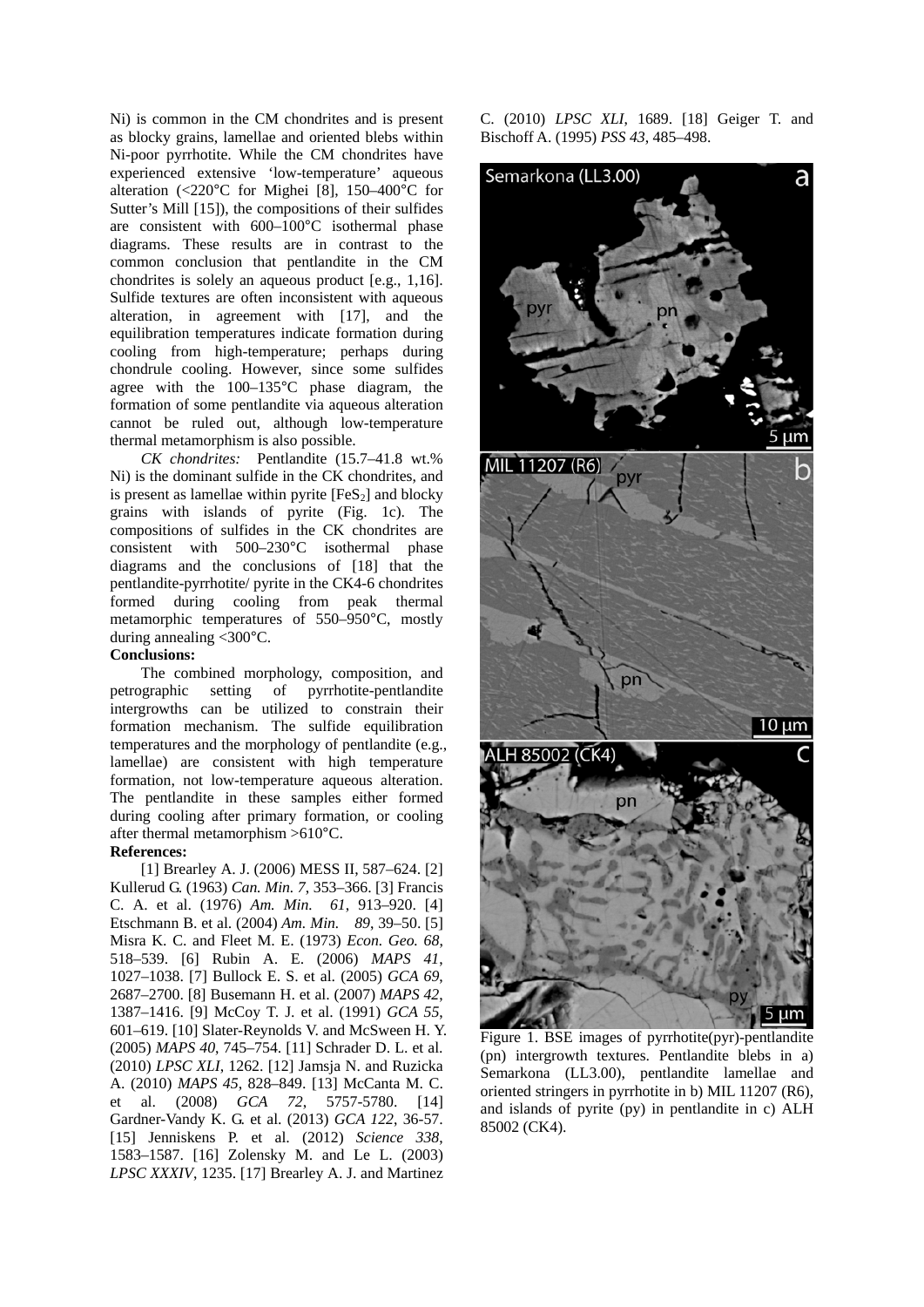Ni) is common in the CM chondrites and is present as blocky grains, lamellae and oriented blebs within Ni-poor pyrrhotite. While the CM chondrites have experienced extensive 'low-temperature' aqueous alteration (<220°C for Mighei [8], 150–400°C for Sutter's Mill [15]), the compositions of their sulfides are consistent with 600–100°C isothermal phase diagrams. These results are in contrast to the common conclusion that pentlandite in the CM chondrites is solely an aqueous product [e.g., 1,16]. Sulfide textures are often inconsistent with aqueous alteration, in agreement with [17], and the equilibration temperatures indicate formation during cooling from high-temperature; perhaps during chondrule cooling. However, since some sulfides agree with the 100–135°C phase diagram, the formation of some pentlandite via aqueous alteration cannot be ruled out, although low-temperature thermal metamorphism is also possible.

*CK chondrites:* Pentlandite (15.7–41.8 wt.% Ni) is the dominant sulfide in the CK chondrites, and is present as lamellae within pyrite [$FeS_2$] and blocky grains with islands of pyrite (Fig. 1c). The compositions of sulfides in the CK chondrites are consistent with 500–230°C isothermal phase diagrams and the conclusions of [18] that the pentlandite-pyrrhotite/ pyrite in the CK4-6 chondrites formed during cooling from peak thermal metamorphic temperatures of 550–950°C, mostly during annealing <300°C.

**Conclusions:**

The combined morphology, composition, and petrographic setting of pyrrhotite-pentlandite intergrowths can be utilized to constrain their formation mechanism. The sulfide equilibration temperatures and the morphology of pentlandite (e.g., lamellae) are consistent with high temperature formation, not low-temperature aqueous alteration. The pentlandite in these samples either formed during cooling after primary formation, or cooling after thermal metamorphism >610°C.

**References:**

[1] Brearley A. J. (2006) MESS II, 587–624. [2] Kullerud G. (1963) *Can. Min. 7*, 353–366. [3] Francis C. A. et al. (1976) *Am. Min. 61*, 913–920. [4] Etschmann B. et al. (2004) *Am. Min. 89*, 39–50. [5] Misra K. C. and Fleet M. E. (1973) *Econ. Geo. 68*, 518–539. [6] Rubin A. E. (2006) *MAPS 41*, 1027–1038. [7] Bullock E. S. et al. (2005) *GCA 69*, 2687–2700. [8] Busemann H. et al. (2007) *MAPS 42*, 1387–1416. [9] McCoy T. J. et al. (1991) *GCA 55*, 601–619. [10] Slater-Reynolds V. and McSween H. Y. (2005) *MAPS 40*, 745–754. [11] Schrader D. L. et al. (2010) *LPSC XLI*, 1262. [12] Jamsja N. and Ruzicka A. (2010) *MAPS 45*, 828–849. [13] McCanta M. C. et al. (2008) *GCA 72*, 5757-5780. [14] Gardner-Vandy K. G. et al. (2013) *GCA 122*, 36-57. [15] Jenniskens P. et al. (2012) *Science 338*, 1583–1587. [16] Zolensky M. and Le L. (2003) *LPSC XXXIV*, 1235. [17] Brearley A. J. and Martinez C. (2010) *LPSC XLI*, 1689. [18] Geiger T. and Bischoff A. (1995) *PSS 43*, 485–498.

Figure 1. BSE images of pyrrhotite(pyr)-pentlandite (pn) intergrowth textures. Pentlandite blebs in a) Semarkona (LL3.00), pentlandite lamellae and oriented stringers in pyrrhotite in b) MIL 11207 (R6), and islands of pyrite (py) in pentlandite in c) ALH 85002 (CK4).